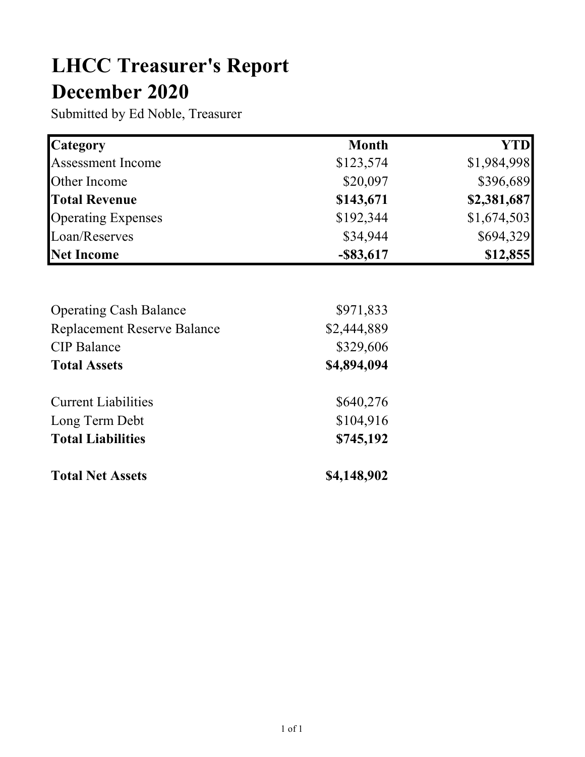# LHCC Treasurer's Report
# December 2020

Submitted by Ed Noble, Treasurer

| Category | Month | YTD |
|---|---:|---:|
| Assessment Income | $123,574 | $1,984,998 |
| Other Income | $20,097 | $396,689 |
| **Total Revenue** | **$143,671** | **$2,381,687** |
| Operating Expenses | $192,344 | $1,674,503 |
| Loan/Reserves | $34,944 | $694,329 |
| **Net Income** | **-$83,617** | **$12,855** |

| | |
|---|---:|
| Operating Cash Balance | $971,833 |
| Replacement Reserve Balance | $2,444,889 |
| CIP Balance | $329,606 |
| **Total Assets** | **$4,894,094** |
| | |
| Current Liabilities | $640,276 |
| Long Term Debt | $104,916 |
| **Total Liabilities** | **$745,192** |
| | |
| **Total Net Assets** | **$4,148,902** |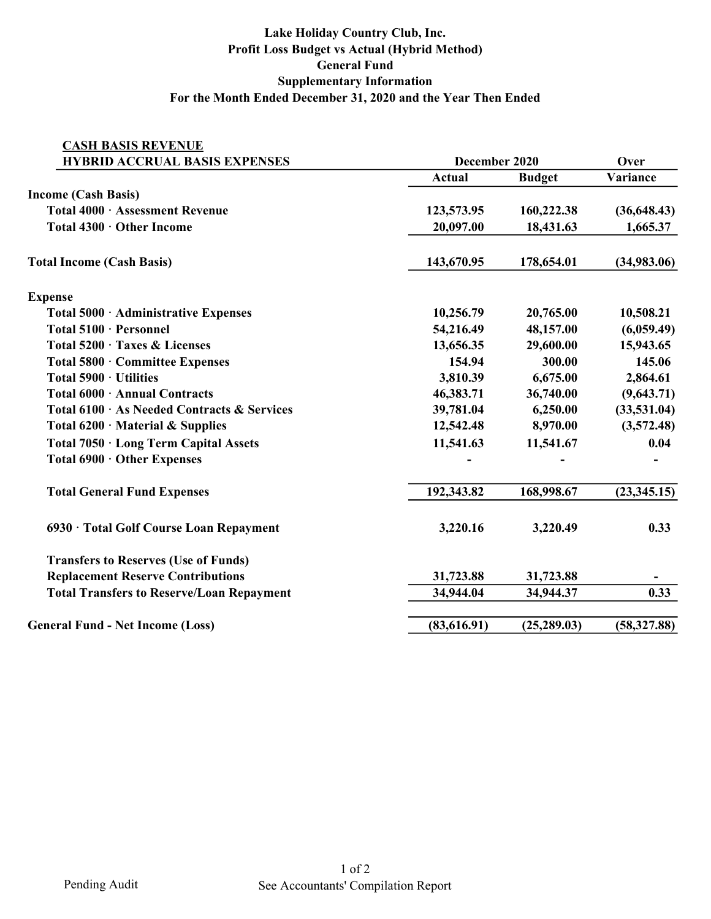**Lake Holiday Country Club, Inc.**
**Profit Loss Budget vs Actual (Hybrid Method)**
**General Fund**
**Supplementary Information**
**For the Month Ended December 31, 2020 and the Year Then Ended**

| CASH BASIS REVENUE<br>HYBRID ACCRUAL BASIS EXPENSES | December 2020 | | Over |
|---|---|---|---|
| | Actual | Budget | Variance |
| **Income (Cash Basis)** | | | |
| Total 4000 · Assessment Revenue | 123,573.95 | 160,222.38 | (36,648.43) |
| Total 4300 · Other Income | 20,097.00 | 18,431.63 | 1,665.37 |
| **Total Income (Cash Basis)** | 143,670.95 | 178,654.01 | (34,983.06) |
| **Expense** | | | |
| Total 5000 · Administrative Expenses | 10,256.79 | 20,765.00 | 10,508.21 |
| Total 5100 · Personnel | 54,216.49 | 48,157.00 | (6,059.49) |
| Total 5200 · Taxes & Licenses | 13,656.35 | 29,600.00 | 15,943.65 |
| Total 5800 · Committee Expenses | 154.94 | 300.00 | 145.06 |
| Total 5900 · Utilities | 3,810.39 | 6,675.00 | 2,864.61 |
| Total 6000 · Annual Contracts | 46,383.71 | 36,740.00 | (9,643.71) |
| Total 6100 · As Needed Contracts & Services | 39,781.04 | 6,250.00 | (33,531.04) |
| Total 6200 · Material & Supplies | 12,542.48 | 8,970.00 | (3,572.48) |
| Total 7050 · Long Term Capital Assets | 11,541.63 | 11,541.67 | 0.04 |
| Total 6900 · Other Expenses | - | - | - |
| **Total General Fund Expenses** | 192,343.82 | 168,998.67 | (23,345.15) |
| 6930 · Total Golf Course Loan Repayment | 3,220.16 | 3,220.49 | 0.33 |
| Transfers to Reserves (Use of Funds) | | | |
| Replacement Reserve Contributions | 31,723.88 | 31,723.88 | - |
| **Total Transfers to Reserve/Loan Repayment** | 34,944.04 | 34,944.37 | 0.33 |
| **General Fund - Net Income (Loss)** | (83,616.91) | (25,289.03) | (58,327.88) |

Pending Audit

See Accountants' Compilation Report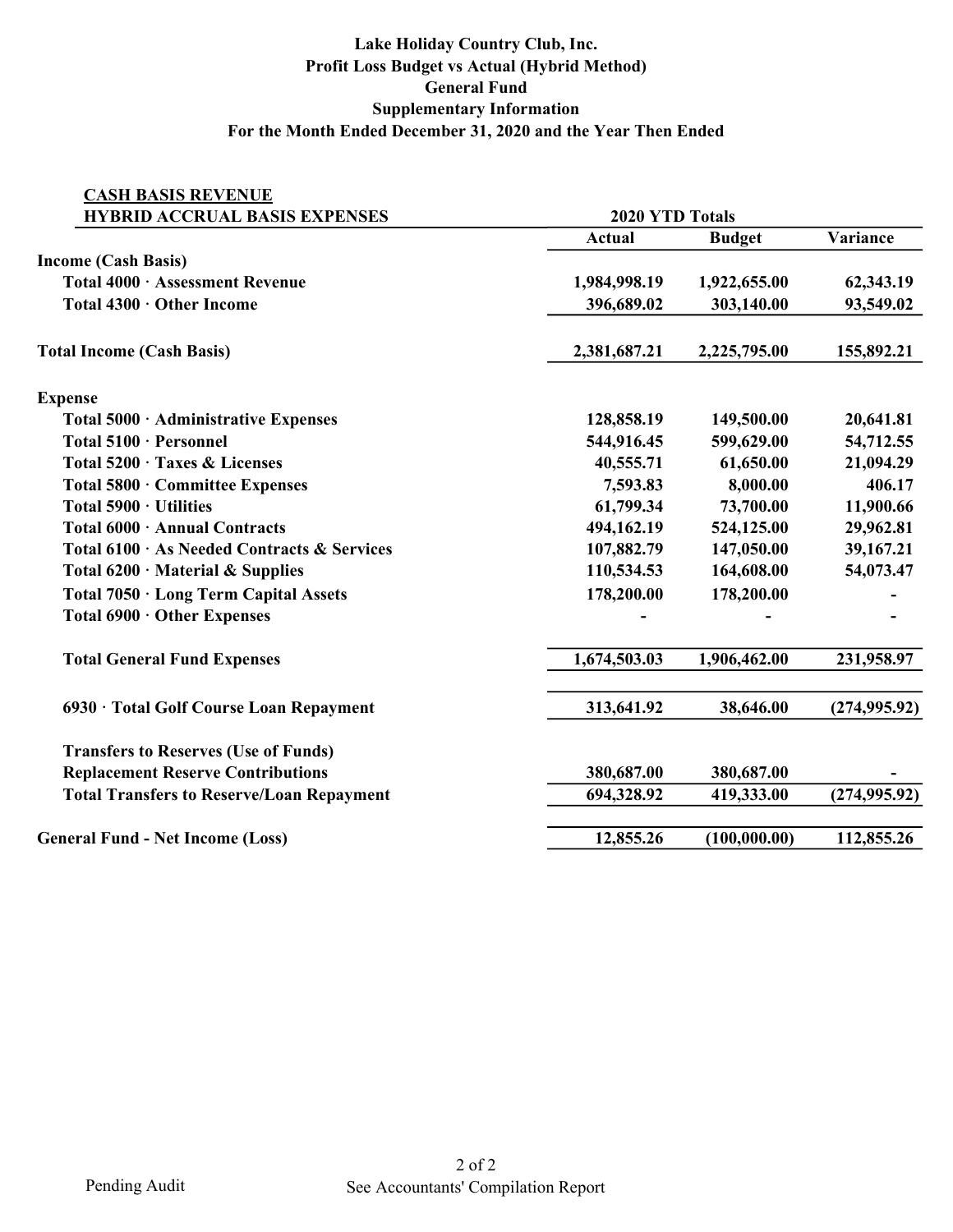**Lake Holiday Country Club, Inc.**
**Profit Loss Budget vs Actual (Hybrid Method)**
**General Fund**
**Supplementary Information**
**For the Month Ended December 31, 2020 and the Year Then Ended**

| CASH BASIS REVENUE<br>HYBRID ACCRUAL BASIS EXPENSES | 2020 YTD Totals | | |
|---|---|---|---|
| | **Actual** | **Budget** | **Variance** |
| **Income (Cash Basis)** | | | |
| **Total 4000 · Assessment Revenue** | 1,984,998.19 | 1,922,655.00 | 62,343.19 |
| **Total 4300 · Other Income** | 396,689.02 | 303,140.00 | 93,549.02 |
| **Total Income (Cash Basis)** | 2,381,687.21 | 2,225,795.00 | 155,892.21 |
| **Expense** | | | |
| **Total 5000 · Administrative Expenses** | 128,858.19 | 149,500.00 | 20,641.81 |
| **Total 5100 · Personnel** | 544,916.45 | 599,629.00 | 54,712.55 |
| **Total 5200 · Taxes & Licenses** | 40,555.71 | 61,650.00 | 21,094.29 |
| **Total 5800 · Committee Expenses** | 7,593.83 | 8,000.00 | 406.17 |
| **Total 5900 · Utilities** | 61,799.34 | 73,700.00 | 11,900.66 |
| **Total 6000 · Annual Contracts** | 494,162.19 | 524,125.00 | 29,962.81 |
| **Total 6100 · As Needed Contracts & Services** | 107,882.79 | 147,050.00 | 39,167.21 |
| **Total 6200 · Material & Supplies** | 110,534.53 | 164,608.00 | 54,073.47 |
| **Total 7050 · Long Term Capital Assets** | 178,200.00 | 178,200.00 | - |
| **Total 6900 · Other Expenses** | - | - | - |
| **Total General Fund Expenses** | 1,674,503.03 | 1,906,462.00 | 231,958.97 |
| **6930 · Total Golf Course Loan Repayment** | 313,641.92 | 38,646.00 | (274,995.92) |
| **Transfers to Reserves (Use of Funds)** | | | |
| **Replacement Reserve Contributions** | 380,687.00 | 380,687.00 | - |
| **Total Transfers to Reserve/Loan Repayment** | 694,328.92 | 419,333.00 | (274,995.92) |
| **General Fund - Net Income (Loss)** | 12,855.26 | (100,000.00) | 112,855.26 |

Pending Audit

See Accountants' Compilation Report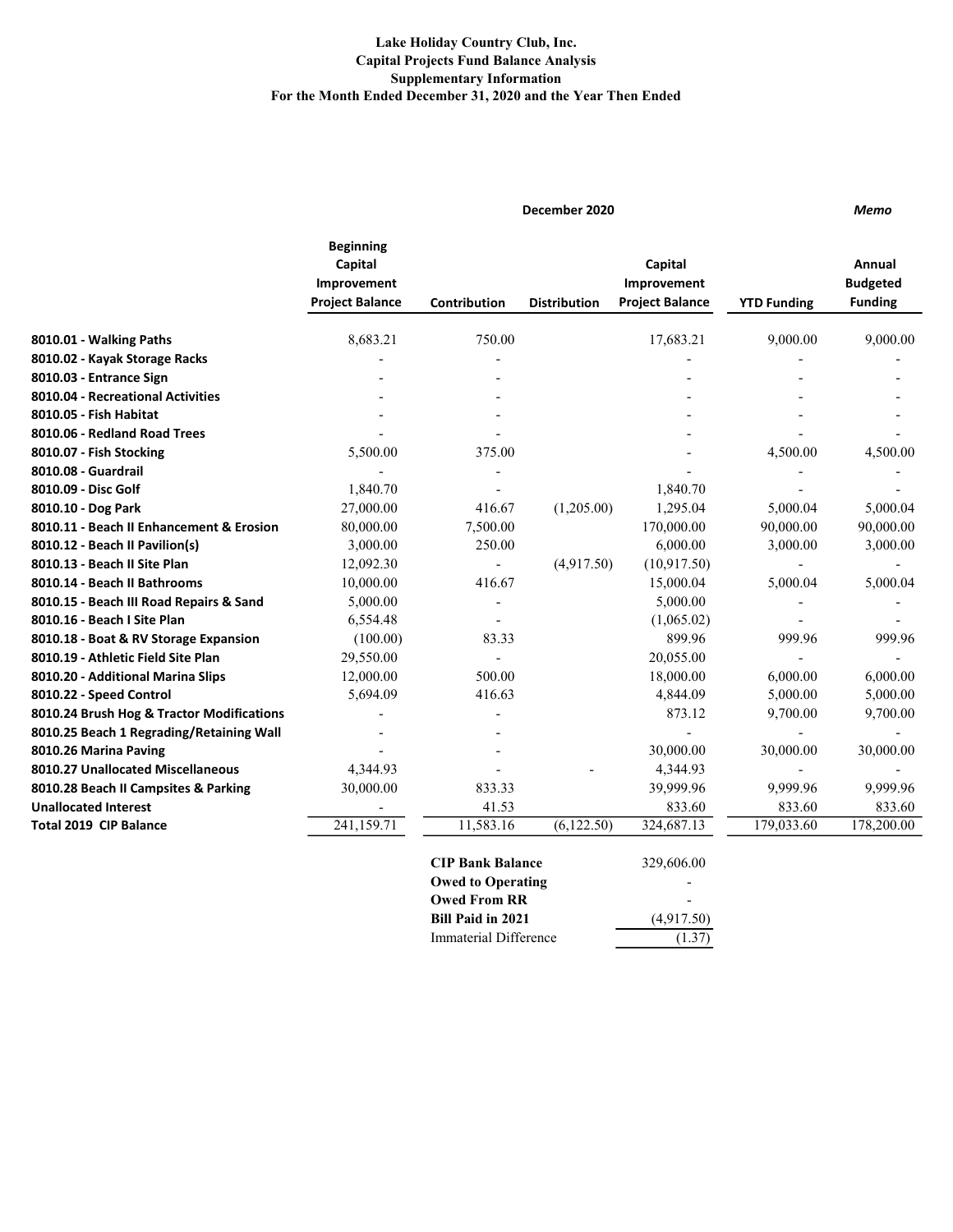**Lake Holiday Country Club, Inc.**
**Capital Projects Fund Balance Analysis**
**Supplementary Information**
**For the Month Ended December 31, 2020 and the Year Then Ended**

| | December 2020 | | | | | *Memo* |
|---|---|---|---|---|---|---|
| | **Beginning Capital Improvement Project Balance** | **Contribution** | **Distribution** | **Capital Improvement Project Balance** | **YTD Funding** | **Annual Budgeted Funding** |
| **8010.01 - Walking Paths** | 8,683.21 | 750.00 | | 17,683.21 | 9,000.00 | 9,000.00 |
| **8010.02 - Kayak Storage Racks** | - | - | | - | - | - |
| **8010.03 - Entrance Sign** | - | - | | - | - | - |
| **8010.04 - Recreational Activities** | - | - | | - | - | - |
| **8010.05 - Fish Habitat** | - | - | | - | - | - |
| **8010.06 - Redland Road Trees** | - | - | | - | - | - |
| **8010.07 - Fish Stocking** | 5,500.00 | 375.00 | | - | 4,500.00 | 4,500.00 |
| **8010.08 - Guardrail** | - | - | | - | - | - |
| **8010.09 - Disc Golf** | 1,840.70 | - | | 1,840.70 | - | - |
| **8010.10 - Dog Park** | 27,000.00 | 416.67 | (1,205.00) | 1,295.04 | 5,000.04 | 5,000.04 |
| **8010.11 - Beach II Enhancement & Erosion** | 80,000.00 | 7,500.00 | | 170,000.00 | 90,000.00 | 90,000.00 |
| **8010.12 - Beach II Pavilion(s)** | 3,000.00 | 250.00 | | 6,000.00 | 3,000.00 | 3,000.00 |
| **8010.13 - Beach II Site Plan** | 12,092.30 | - | (4,917.50) | (10,917.50) | - | - |
| **8010.14 - Beach II Bathrooms** | 10,000.00 | 416.67 | | 15,000.04 | 5,000.04 | 5,000.04 |
| **8010.15 - Beach III Road Repairs & Sand** | 5,000.00 | - | | 5,000.00 | - | - |
| **8010.16 - Beach I Site Plan** | 6,554.48 | - | | (1,065.02) | - | - |
| **8010.18 - Boat & RV Storage Expansion** | (100.00) | 83.33 | | 899.96 | 999.96 | 999.96 |
| **8010.19 - Athletic Field Site Plan** | 29,550.00 | - | | 20,055.00 | - | - |
| **8010.20 - Additional Marina Slips** | 12,000.00 | 500.00 | | 18,000.00 | 6,000.00 | 6,000.00 |
| **8010.22 - Speed Control** | 5,694.09 | 416.63 | | 4,844.09 | 5,000.00 | 5,000.00 |
| **8010.24 Brush Hog & Tractor Modifications** | - | - | | 873.12 | 9,700.00 | 9,700.00 |
| **8010.25 Beach 1 Regrading/Retaining Wall** | - | - | | - | - | - |
| **8010.26 Marina Paving** | - | - | | 30,000.00 | 30,000.00 | 30,000.00 |
| **8010.27 Unallocated Miscellaneous** | 4,344.93 | - | - | 4,344.93 | - | - |
| **8010.28 Beach II Campsites & Parking** | 30,000.00 | 833.33 | | 39,999.96 | 9,999.96 | 9,999.96 |
| **Unallocated Interest** | - | 41.53 | | 833.60 | 833.60 | 833.60 |
| **Total 2019 CIP Balance** | 241,159.71 | 11,583.16 | (6,122.50) | 324,687.13 | 179,033.60 | 178,200.00 |

| | |
|---|---|
| **CIP Bank Balance** | 329,606.00 |
| **Owed to Operating** | - |
| **Owed From RR** | - |
| **Bill Paid in 2021** | (4,917.50) |
| Immaterial Difference | (1.37) |